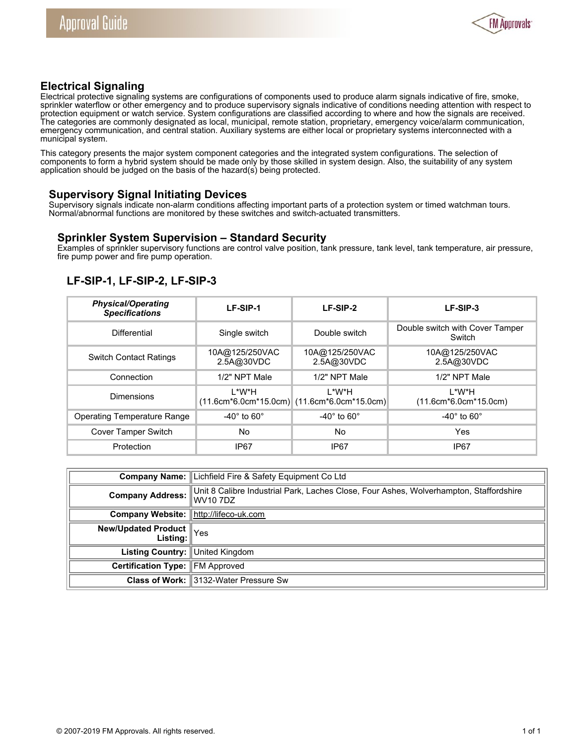# Electrical Signaling

Electrical protective signaling systems are configurations of components used to produce alarm signals indicative of fire, smoke, sprinkler waterflow or other emergency and to produce supervisory signals indicative of conditions needing attention with respect to protection equipment or watch service. System configurations are classified according to where and how the signals are received. The categories are commonly designated as local, municipal, remote station, proprietary, emergency voice/alarm communication, emergency communication, and central station. Auxiliary systems are either local or proprietary systems interconnected with a municipal system.

This category presents the major system component categories and the integrated system configurations. The selection of components to form a hybrid system should be made only by those skilled in system design. Also, the suitability of any system application should be judged on the basis of the hazard(s) being protected.

## Supervisory Signal Initiating Devices

Supervisory signals indicate non-alarm conditions affecting important parts of a protection system or timed watchman tours. Normal/abnormal functions are monitored by these switches and switch-actuated transmitters.

### Sprinkler System Supervision – Standard Security

Examples of sprinkler supervisory functions are control valve position, tank pressure, tank level, tank temperature, air pressure, fire pump power and fire pump operation.

#### LF-SIP-1, LF-SIP-2, LF-SIP-3

| ***Physical/Operating Specifications*** | **LF-SIP-1** | **LF-SIP-2** | **LF-SIP-3** |
|---|---|---|---|
| Differential | Single switch | Double switch | Double switch with Cover Tamper Switch |
| Switch Contact Ratings | 10A@125/250VAC 2.5A@30VDC | 10A@125/250VAC 2.5A@30VDC | 10A@125/250VAC 2.5A@30VDC |
| Connection | 1/2" NPT Male | 1/2" NPT Male | 1/2" NPT Male |
| Dimensions | L*W*H (11.6cm*6.0cm*15.0cm) | L*W*H (11.6cm*6.0cm*15.0cm) | L*W*H (11.6cm*6.0cm*15.0cm) |
| Operating Temperature Range | -40° to 60° | -40° to 60° | -40° to 60° |
| Cover Tamper Switch | No | No | Yes |
| Protection | IP67 | IP67 | IP67 |

| | |
|---|---|
| **Company Name:** | Lichfield Fire & Safety Equipment Co Ltd |
| **Company Address:** | Unit 8 Calibre Industrial Park, Laches Close, Four Ashes, Wolverhampton, Staffordshire WV10 7DZ |
| **Company Website:** | http://lifeco-uk.com |
| **New/Updated Product Listing:** | Yes |
| **Listing Country:** | United Kingdom |
| **Certification Type:** | FM Approved |
| **Class of Work:** | 3132-Water Pressure Sw |

© 2007-2019 FM Approvals. All rights reserved.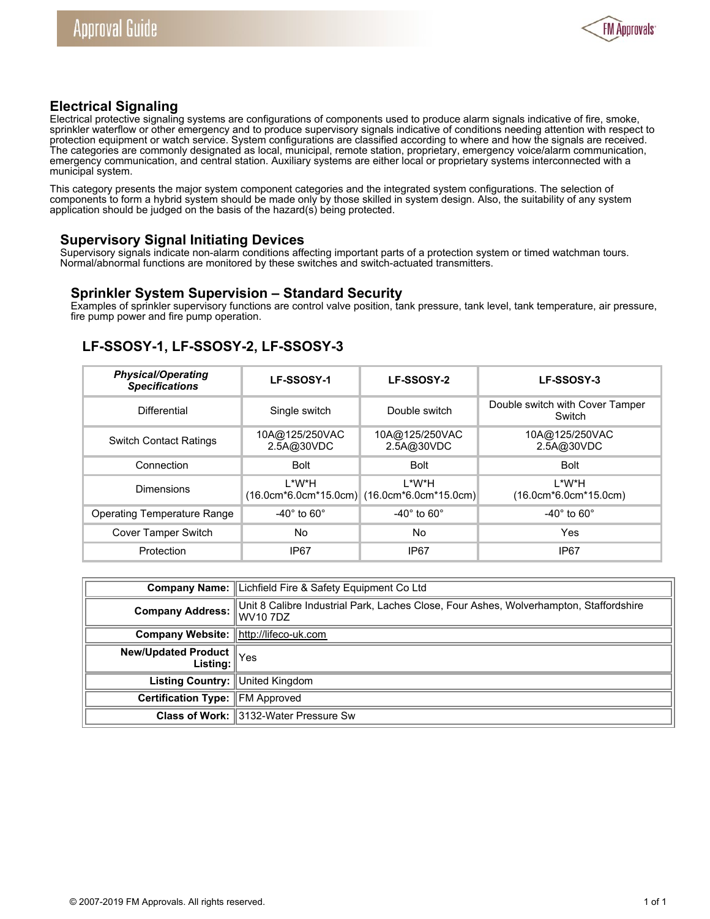## Electrical Signaling

Electrical protective signaling systems are configurations of components used to produce alarm signals indicative of fire, smoke, sprinkler waterflow or other emergency and to produce supervisory signals indicative of conditions needing attention with respect to protection equipment or watch service. System configurations are classified according to where and how the signals are received. The categories are commonly designated as local, municipal, remote station, proprietary, emergency voice/alarm communication, emergency communication, and central station. Auxiliary systems are either local or proprietary systems interconnected with a municipal system.

This category presents the major system component categories and the integrated system configurations. The selection of components to form a hybrid system should be made only by those skilled in system design. Also, the suitability of any system application should be judged on the basis of the hazard(s) being protected.

### Supervisory Signal Initiating Devices

Supervisory signals indicate non-alarm conditions affecting important parts of a protection system or timed watchman tours. Normal/abnormal functions are monitored by these switches and switch-actuated transmitters.

#### Sprinkler System Supervision – Standard Security

Examples of sprinkler supervisory functions are control valve position, tank pressure, tank level, tank temperature, air pressure, fire pump power and fire pump operation.

##### LF-SSOSY-1, LF-SSOSY-2, LF-SSOSY-3

| ***Physical/Operating Specifications*** | **LF-SSOSY-1** | **LF-SSOSY-2** | **LF-SSOSY-3** |
|---|---|---|---|
| Differential | Single switch | Double switch | Double switch with Cover Tamper Switch |
| Switch Contact Ratings | 10A@125/250VAC 2.5A@30VDC | 10A@125/250VAC 2.5A@30VDC | 10A@125/250VAC 2.5A@30VDC |
| Connection | Bolt | Bolt | Bolt |
| Dimensions | L*W*H (16.0cm*6.0cm*15.0cm) | L*W*H (16.0cm*6.0cm*15.0cm) | L*W*H (16.0cm*6.0cm*15.0cm) |
| Operating Temperature Range | -40° to 60° | -40° to 60° | -40° to 60° |
| Cover Tamper Switch | No | No | Yes |
| Protection | IP67 | IP67 | IP67 |

| | |
|---|---|
| **Company Name:** | Lichfield Fire & Safety Equipment Co Ltd |
| **Company Address:** | Unit 8 Calibre Industrial Park, Laches Close, Four Ashes, Wolverhampton, Staffordshire WV10 7DZ |
| **Company Website:** | http://lifeco-uk.com |
| **New/Updated Product Listing:** | Yes |
| **Listing Country:** | United Kingdom |
| **Certification Type:** | FM Approved |
| **Class of Work:** | 3132-Water Pressure Sw |

© 2007-2019 FM Approvals. All rights reserved.